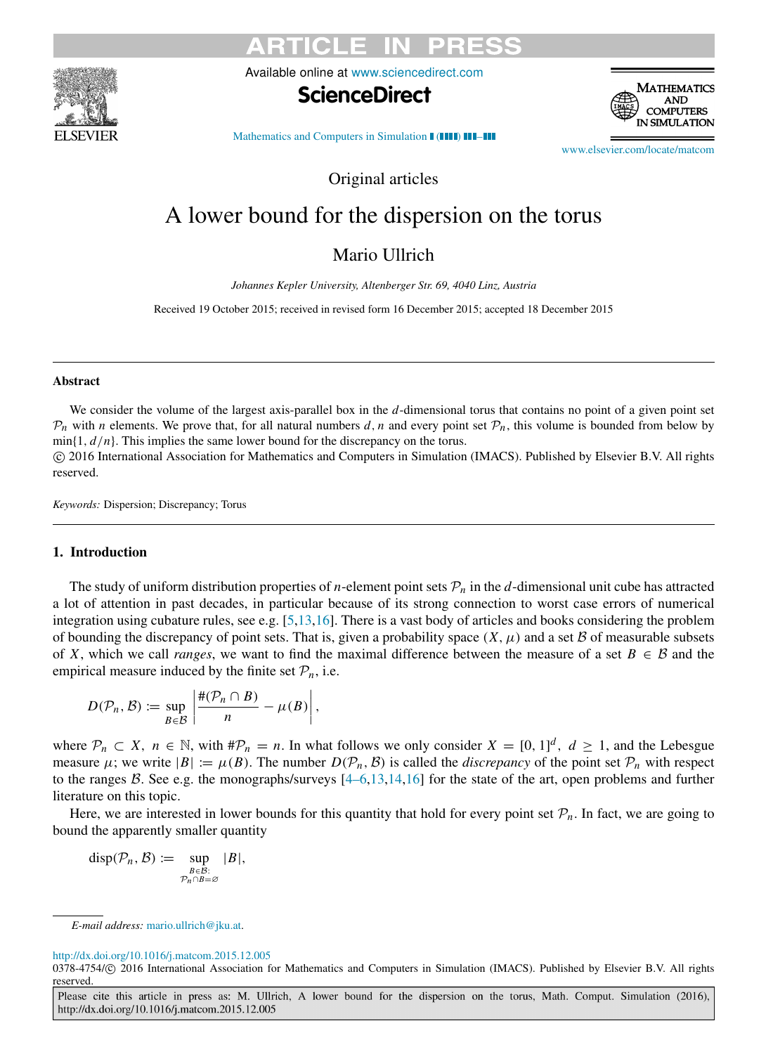Original articles

# A lower bound for the dispersion on the torus

Mario Ullrich

*Johannes Kepler University, Altenberger Str. 69, 4040 Linz, Austria*

Received 19 October 2015; received in revised form 16 December 2015; accepted 18 December 2015

## Abstract

We consider the volume of the largest axis-parallel box in the $d$-dimensional torus that contains no point of a given point set $\mathcal{P}_n$ with $n$ elements. We prove that, for all natural numbers $d, n$ and every point set $\mathcal{P}_n$, this volume is bounded from below by $\min\{1, d/n\}$. This implies the same lower bound for the discrepancy on the torus.

© 2016 International Association for Mathematics and Computers in Simulation (IMACS). Published by Elsevier B.V. All rights reserved.

*Keywords:* Dispersion; Discrepancy; Torus

## 1. Introduction

The study of uniform distribution properties of $n$-element point sets $\mathcal{P}_n$ in the $d$-dimensional unit cube has attracted a lot of attention in past decades, in particular because of its strong connection to worst case errors of numerical integration using cubature rules, see e.g. [5,13,16]. There is a vast body of articles and books considering the problem of bounding the discrepancy of point sets. That is, given a probability space $(X, \mu)$ and a set $\mathcal{B}$ of measurable subsets of $X$, which we call *ranges*, we want to find the maximal difference between the measure of a set $B \in \mathcal{B}$ and the empirical measure induced by the finite set $\mathcal{P}_n$, i.e.

$$D(\mathcal{P}_n, \mathcal{B}) := \sup_{B \in \mathcal{B}} \left| \frac{\#(\mathcal{P}_n \cap B)}{n} - \mu(B) \right|,$$

where $\mathcal{P}_n \subset X$, $n \in \mathbb{N}$, with $\#\mathcal{P}_n = n$. In what follows we only consider $X = [0, 1]^d$, $d \geq 1$, and the Lebesgue measure $\mu$; we write $|B| := \mu(B)$. The number $D(\mathcal{P}_n, \mathcal{B})$ is called the *discrepancy* of the point set $\mathcal{P}_n$ with respect to the ranges $\mathcal{B}$. See e.g. the monographs/surveys [4–6,13,14,16] for the state of the art, open problems and further literature on this topic.

Here, we are interested in lower bounds for this quantity that hold for every point set $\mathcal{P}_n$. In fact, we are going to bound the apparently smaller quantity

$$\operatorname{disp}(\mathcal{P}_n, \mathcal{B}) := \sup_{\substack{B \in \mathcal{B}: \\ \mathcal{P}_n \cap B = \varnothing}} |B|,$$

*E-mail address:* mario.ullrich@jku.at.

http://dx.doi.org/10.1016/j.matcom.2015.12.005

0378-4754/© 2016 International Association for Mathematics and Computers in Simulation (IMACS). Published by Elsevier B.V. All rights reserved.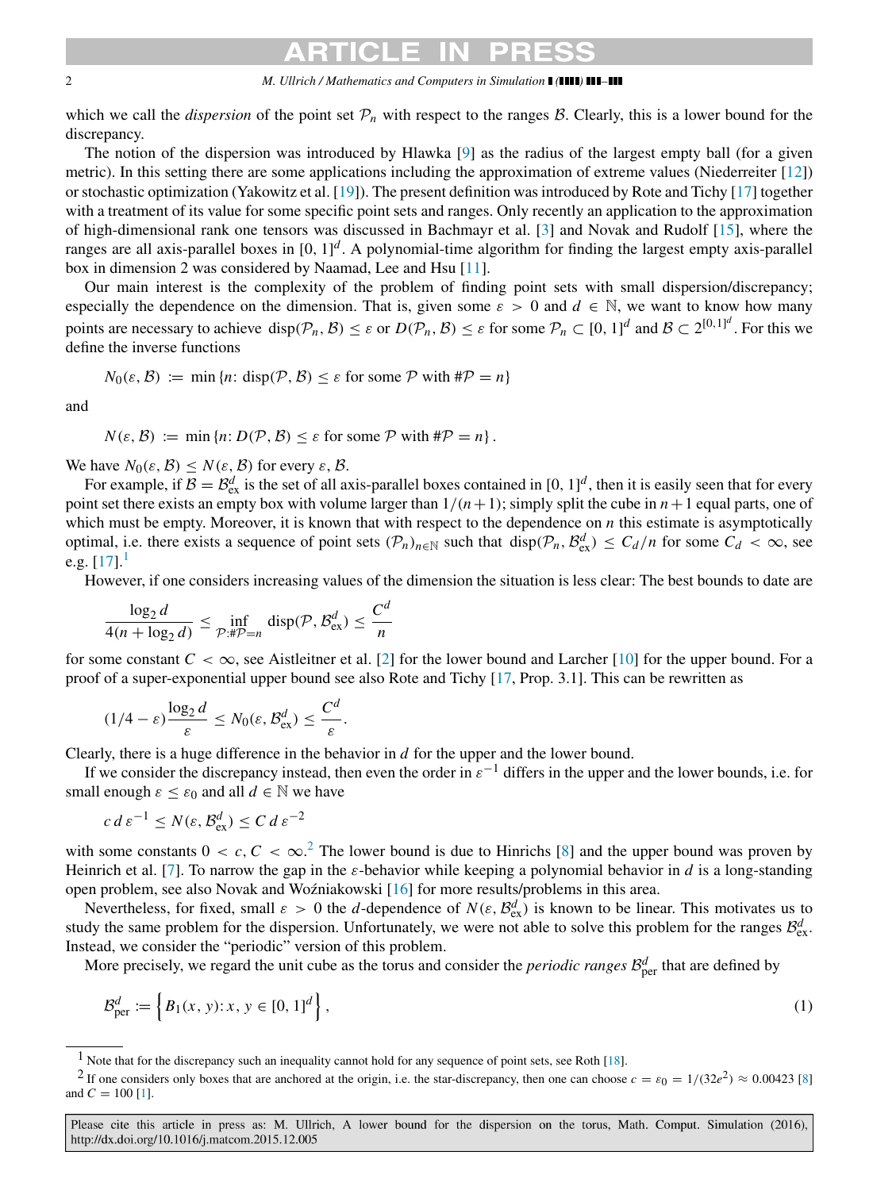which we call the *dispersion* of the point set $\mathcal{P}_n$ with respect to the ranges $\mathcal{B}$. Clearly, this is a lower bound for the discrepancy.

The notion of the dispersion was introduced by Hlawka [9] as the radius of the largest empty ball (for a given metric). In this setting there are some applications including the approximation of extreme values (Niederreiter [12]) or stochastic optimization (Yakowitz et al. [19]). The present definition was introduced by Rote and Tichy [17] together with a treatment of its value for some specific point sets and ranges. Only recently an application to the approximation of high-dimensional rank one tensors was discussed in Bachmayr et al. [3] and Novak and Rudolf [15], where the ranges are all axis-parallel boxes in $[0,1]^d$. A polynomial-time algorithm for finding the largest empty axis-parallel box in dimension 2 was considered by Naamad, Lee and Hsu [11].

Our main interest is the complexity of the problem of finding point sets with small dispersion/discrepancy; especially the dependence on the dimension. That is, given some $\varepsilon > 0$ and $d \in \mathbb{N}$, we want to know how many points are necessary to achieve $\mathrm{disp}(\mathcal{P}_n, \mathcal{B}) \leq \varepsilon$ or $D(\mathcal{P}_n, \mathcal{B}) \leq \varepsilon$ for some $\mathcal{P}_n \subset [0,1]^d$ and $\mathcal{B} \subset 2^{[0,1]^d}$. For this we define the inverse functions

$$N_0(\varepsilon, \mathcal{B}) := \min\{n \colon \mathrm{disp}(\mathcal{P}, \mathcal{B}) \leq \varepsilon \text{ for some } \mathcal{P} \text{ with } \#\mathcal{P} = n\}$$

and

$$N(\varepsilon, \mathcal{B}) := \min\{n \colon D(\mathcal{P}, \mathcal{B}) \leq \varepsilon \text{ for some } \mathcal{P} \text{ with } \#\mathcal{P} = n\}.$$

We have $N_0(\varepsilon, \mathcal{B}) \leq N(\varepsilon, \mathcal{B})$ for every $\varepsilon, \mathcal{B}$.

For example, if $\mathcal{B} = \mathcal{B}^d_{\mathrm{ex}}$ is the set of all axis-parallel boxes contained in $[0,1]^d$, then it is easily seen that for every point set there exists an empty box with volume larger than $1/(n+1)$; simply split the cube in $n+1$ equal parts, one of which must be empty. Moreover, it is known that with respect to the dependence on $n$ this estimate is asymptotically optimal, i.e. there exists a sequence of point sets $(\mathcal{P}_n)_{n\in\mathbb{N}}$ such that $\mathrm{disp}(\mathcal{P}_n, \mathcal{B}^d_{\mathrm{ex}}) \leq C_d/n$ for some $C_d < \infty$, see e.g. [17].[1]

However, if one considers increasing values of the dimension the situation is less clear: The best bounds to date are

$$\frac{\log_2 d}{4(n + \log_2 d)} \leq \inf_{\mathcal{P}:\#\mathcal{P}=n} \mathrm{disp}(\mathcal{P}, \mathcal{B}^d_{\mathrm{ex}}) \leq \frac{C^d}{n}$$

for some constant $C < \infty$, see Aistleitner et al. [2] for the lower bound and Larcher [10] for the upper bound. For a proof of a super-exponential upper bound see also Rote and Tichy [17, Prop. 3.1]. This can be rewritten as

$$(1/4 - \varepsilon)\frac{\log_2 d}{\varepsilon} \leq N_0(\varepsilon, \mathcal{B}^d_{\mathrm{ex}}) \leq \frac{C^d}{\varepsilon}.$$

Clearly, there is a huge difference in the behavior in $d$ for the upper and the lower bound.

If we consider the discrepancy instead, then even the order in $\varepsilon^{-1}$ differs in the upper and the lower bounds, i.e. for small enough $\varepsilon \leq \varepsilon_0$ and all $d \in \mathbb{N}$ we have

$$c\, d\, \varepsilon^{-1} \leq N(\varepsilon, \mathcal{B}^d_{\mathrm{ex}}) \leq C\, d\, \varepsilon^{-2}$$

with some constants $0 < c, C < \infty$.[2] The lower bound is due to Hinrichs [8] and the upper bound was proven by Heinrich et al. [7]. To narrow the gap in the $\varepsilon$-behavior while keeping a polynomial behavior in $d$ is a long-standing open problem, see also Novak and Woźniakowski [16] for more results/problems in this area.

Nevertheless, for fixed, small $\varepsilon > 0$ the $d$-dependence of $N(\varepsilon, \mathcal{B}^d_{\mathrm{ex}})$ is known to be linear. This motivates us to study the same problem for the dispersion. Unfortunately, we were not able to solve this problem for the ranges $\mathcal{B}^d_{\mathrm{ex}}$. Instead, we consider the "periodic" version of this problem.

More precisely, we regard the unit cube as the torus and consider the *periodic ranges* $\mathcal{B}^d_{\mathrm{per}}$ that are defined by

$$\mathcal{B}^d_{\mathrm{per}} := \left\{ B_1(x, y) \colon x, y \in [0,1]^d \right\}, \tag{1}$$

---

[1] Note that for the discrepancy such an inequality cannot hold for any sequence of point sets, see Roth [18].

[2] If one considers only boxes that are anchored at the origin, i.e. the star-discrepancy, then one can choose $c = \varepsilon_0 = 1/(32e^2) \approx 0.00423$ [8] and $C = 100$ [1].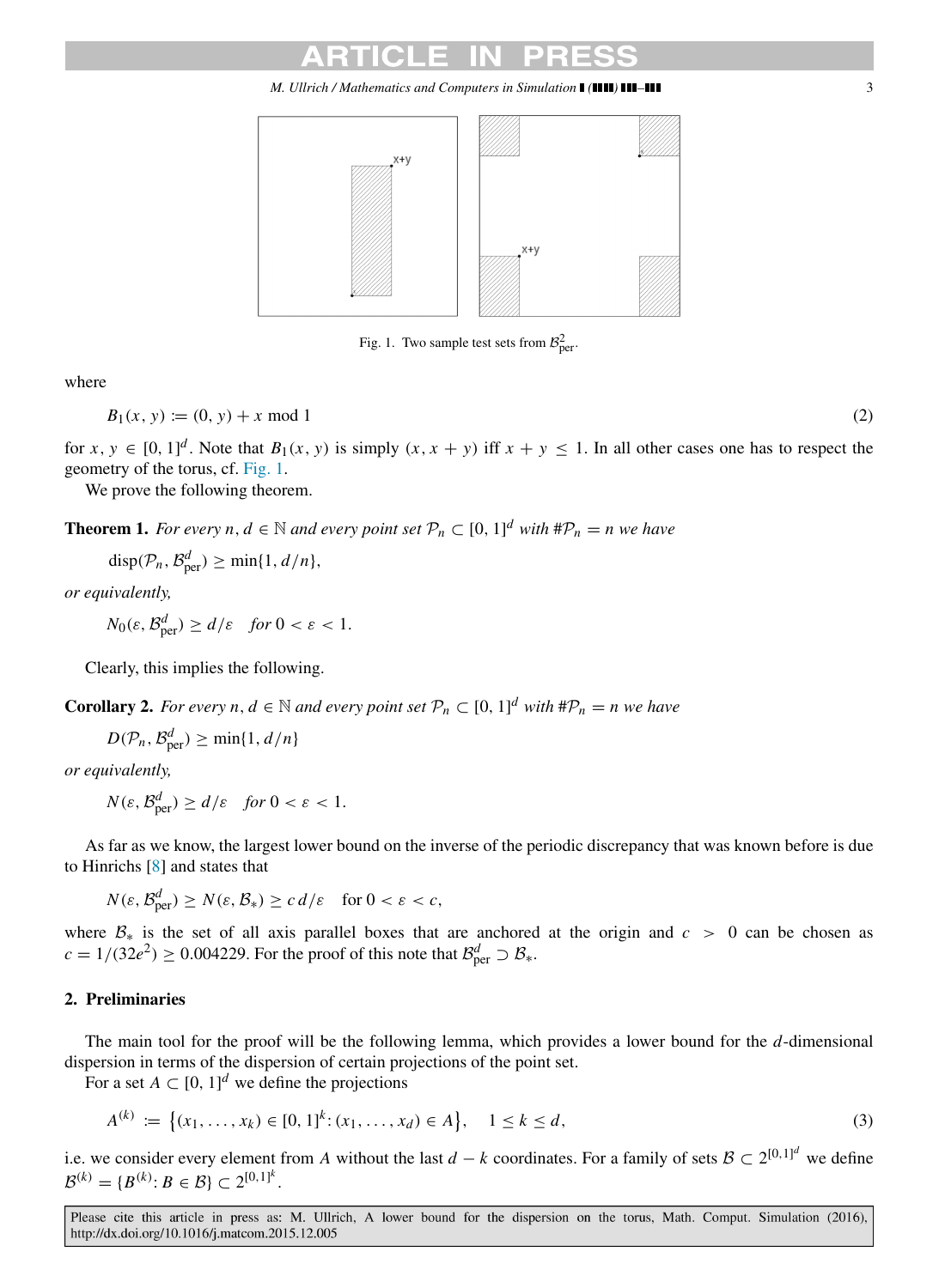Fig. 1. Two sample test sets from $\mathcal{B}^2_{\text{per}}$.

where

$$B_1(x, y) := (0, y) + x \bmod 1 \tag{2}$$

for $x, y \in [0, 1]^d$. Note that $B_1(x, y)$ is simply $(x, x + y)$ iff $x + y \leq 1$. In all other cases one has to respect the geometry of the torus, cf. Fig. 1.

We prove the following theorem.

**Theorem 1.** *For every $n, d \in \mathbb{N}$ and every point set $\mathcal{P}_n \subset [0, 1]^d$ with $\#\mathcal{P}_n = n$ we have*

$$\text{disp}(\mathcal{P}_n, \mathcal{B}^d_{\text{per}}) \geq \min\{1, d/n\},$$

*or equivalently,*

$$N_0(\varepsilon, \mathcal{B}^d_{\text{per}}) \geq d/\varepsilon \quad \textit{for } 0 < \varepsilon < 1.$$

Clearly, this implies the following.

**Corollary 2.** *For every $n, d \in \mathbb{N}$ and every point set $\mathcal{P}_n \subset [0, 1]^d$ with $\#\mathcal{P}_n = n$ we have*

$$D(\mathcal{P}_n, \mathcal{B}^d_{\text{per}}) \geq \min\{1, d/n\}$$

*or equivalently,*

$$N(\varepsilon, \mathcal{B}^d_{\text{per}}) \geq d/\varepsilon \quad \textit{for } 0 < \varepsilon < 1.$$

As far as we know, the largest lower bound on the inverse of the periodic discrepancy that was known before is due to Hinrichs [8] and states that

$$N(\varepsilon, \mathcal{B}^d_{\text{per}}) \geq N(\varepsilon, \mathcal{B}_*) \geq c\, d/\varepsilon \quad \text{for } 0 < \varepsilon < c,$$

where $\mathcal{B}_*$ is the set of all axis parallel boxes that are anchored at the origin and $c > 0$ can be chosen as $c = 1/(32e^2) \geq 0.004229$. For the proof of this note that $\mathcal{B}^d_{\text{per}} \supset \mathcal{B}_*$.

## 2. Preliminaries

The main tool for the proof will be the following lemma, which provides a lower bound for the $d$-dimensional dispersion in terms of the dispersion of certain projections of the point set.

For a set $A \subset [0, 1]^d$ we define the projections

$$A^{(k)} := \left\{(x_1, \ldots, x_k) \in [0, 1]^k : (x_1, \ldots, x_d) \in A\right\}, \quad 1 \leq k \leq d, \tag{3}$$

i.e. we consider every element from $A$ without the last $d - k$ coordinates. For a family of sets $\mathcal{B} \subset 2^{[0,1]^d}$ we define $\mathcal{B}^{(k)} = \{B^{(k)} : B \in \mathcal{B}\} \subset 2^{[0,1]^k}$.

Please cite this article in press as: M. Ullrich, A lower bound for the dispersion on the torus, Math. Comput. Simulation (2016), http://dx.doi.org/10.1016/j.matcom.2015.12.005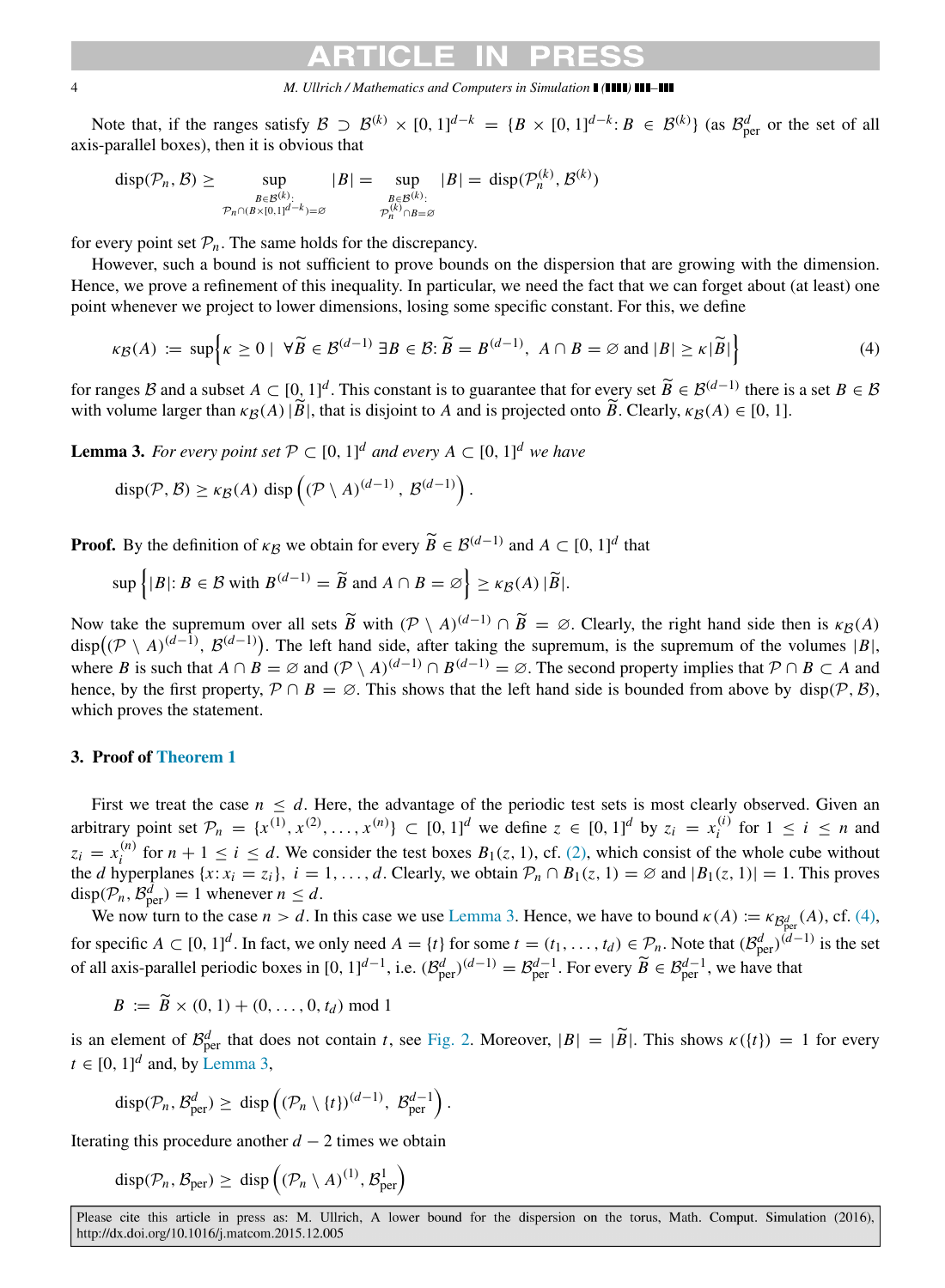Note that, if the ranges satisfy $\mathcal{B} \supset \mathcal{B}^{(k)} \times [0,1]^{d-k} = \{B \times [0,1]^{d-k} : B \in \mathcal{B}^{(k)}\}$ (as $\mathcal{B}^d_{\text{per}}$ or the set of all axis-parallel boxes), then it is obvious that

$$\operatorname{disp}(\mathcal{P}_n, \mathcal{B}) \geq \sup_{\substack{B \in \mathcal{B}^{(k)}: \\ \mathcal{P}_n \cap (B \times [0,1]^{d-k}) = \varnothing}} |B| = \sup_{\substack{B \in \mathcal{B}^{(k)}: \\ \mathcal{P}_n^{(k)} \cap B = \varnothing}} |B| = \operatorname{disp}(\mathcal{P}_n^{(k)}, \mathcal{B}^{(k)})$$

for every point set $\mathcal{P}_n$. The same holds for the discrepancy.

However, such a bound is not sufficient to prove bounds on the dispersion that are growing with the dimension. Hence, we prove a refinement of this inequality. In particular, we need the fact that we can forget about (at least) one point whenever we project to lower dimensions, losing some specific constant. For this, we define

$$\kappa_{\mathcal{B}}(A) := \sup\Big\{\kappa \geq 0 \mid \forall \widetilde{B} \in \mathcal{B}^{(d-1)} \; \exists B \in \mathcal{B}: \widetilde{B} = B^{(d-1)}, \; A \cap B = \varnothing \text{ and } |B| \geq \kappa |\widetilde{B}|\Big\} \tag{4}$$

for ranges $\mathcal{B}$ and a subset $A \subset [0,1]^d$. This constant is to guarantee that for every set $\widetilde{B} \in \mathcal{B}^{(d-1)}$ there is a set $B \in \mathcal{B}$ with volume larger than $\kappa_{\mathcal{B}}(A)\,|\widetilde{B}|$, that is disjoint to $A$ and is projected onto $\widetilde{B}$. Clearly, $\kappa_{\mathcal{B}}(A) \in [0,1]$.

**Lemma 3.** *For every point set $\mathcal{P} \subset [0,1]^d$ and every $A \subset [0,1]^d$ we have*

$$\operatorname{disp}(\mathcal{P}, \mathcal{B}) \geq \kappa_{\mathcal{B}}(A) \operatorname{disp}\left((\mathcal{P} \setminus A)^{(d-1)}, \mathcal{B}^{(d-1)}\right).$$

**Proof.** By the definition of $\kappa_{\mathcal{B}}$ we obtain for every $\widetilde{B} \in \mathcal{B}^{(d-1)}$ and $A \subset [0,1]^d$ that

$$\sup\left\{|B| : B \in \mathcal{B} \text{ with } B^{(d-1)} = \widetilde{B} \text{ and } A \cap B = \varnothing\right\} \geq \kappa_{\mathcal{B}}(A)\,|\widetilde{B}|.$$

Now take the supremum over all sets $\widetilde{B}$ with $(\mathcal{P} \setminus A)^{(d-1)} \cap \widetilde{B} = \varnothing$. Clearly, the right hand side then is $\kappa_{\mathcal{B}}(A) \operatorname{disp}\big((\mathcal{P} \setminus A)^{(d-1)}, \mathcal{B}^{(d-1)}\big)$. The left hand side, after taking the supremum, is the supremum of the volumes $|B|$, where $B$ is such that $A \cap B = \varnothing$ and $(\mathcal{P} \setminus A)^{(d-1)} \cap B^{(d-1)} = \varnothing$. The second property implies that $\mathcal{P} \cap B \subset A$ and hence, by the first property, $\mathcal{P} \cap B = \varnothing$. This shows that the left hand side is bounded from above by $\operatorname{disp}(\mathcal{P}, \mathcal{B})$, which proves the statement.

## 3. Proof of Theorem 1

First we treat the case $n \leq d$. Here, the advantage of the periodic test sets is most clearly observed. Given an arbitrary point set $\mathcal{P}_n = \{x^{(1)}, x^{(2)}, \ldots, x^{(n)}\} \subset [0,1]^d$ we define $z \in [0,1]^d$ by $z_i = x_i^{(i)}$ for $1 \leq i \leq n$ and $z_i = x_i^{(n)}$ for $n+1 \leq i \leq d$. We consider the test boxes $B_1(z,1)$, cf. (2), which consist of the whole cube without the $d$ hyperplanes $\{x : x_i = z_i\}$, $i = 1, \ldots, d$. Clearly, we obtain $\mathcal{P}_n \cap B_1(z,1) = \varnothing$ and $|B_1(z,1)| = 1$. This proves $\operatorname{disp}(\mathcal{P}_n, \mathcal{B}^d_{\text{per}}) = 1$ whenever $n \leq d$.

We now turn to the case $n > d$. In this case we use Lemma 3. Hence, we have to bound $\kappa(A) := \kappa_{\mathcal{B}^d_{\text{per}}}(A)$, cf. (4), for specific $A \subset [0,1]^d$. In fact, we only need $A = \{t\}$ for some $t = (t_1, \ldots, t_d) \in \mathcal{P}_n$. Note that $(\mathcal{B}^d_{\text{per}})^{(d-1)}$ is the set of all axis-parallel periodic boxes in $[0,1]^{d-1}$, i.e. $(\mathcal{B}^d_{\text{per}})^{(d-1)} = \mathcal{B}^{d-1}_{\text{per}}$. For every $\widetilde{B} \in \mathcal{B}^{d-1}_{\text{per}}$, we have that

$$B := \widetilde{B} \times (0,1) + (0, \ldots, 0, t_d) \bmod 1$$

is an element of $\mathcal{B}^d_{\text{per}}$ that does not contain $t$, see Fig. 2. Moreover, $|B| = |\widetilde{B}|$. This shows $\kappa(\{t\}) = 1$ for every $t \in [0,1]^d$ and, by Lemma 3,

$$\operatorname{disp}(\mathcal{P}_n, \mathcal{B}^d_{\text{per}}) \geq \operatorname{disp}\left((\mathcal{P}_n \setminus \{t\})^{(d-1)}, \mathcal{B}^{d-1}_{\text{per}}\right).$$

Iterating this procedure another $d-2$ times we obtain

$$\operatorname{disp}(\mathcal{P}_n, \mathcal{B}_{\text{per}}) \geq \operatorname{disp}\left((\mathcal{P}_n \setminus A)^{(1)}, \mathcal{B}^1_{\text{per}}\right)$$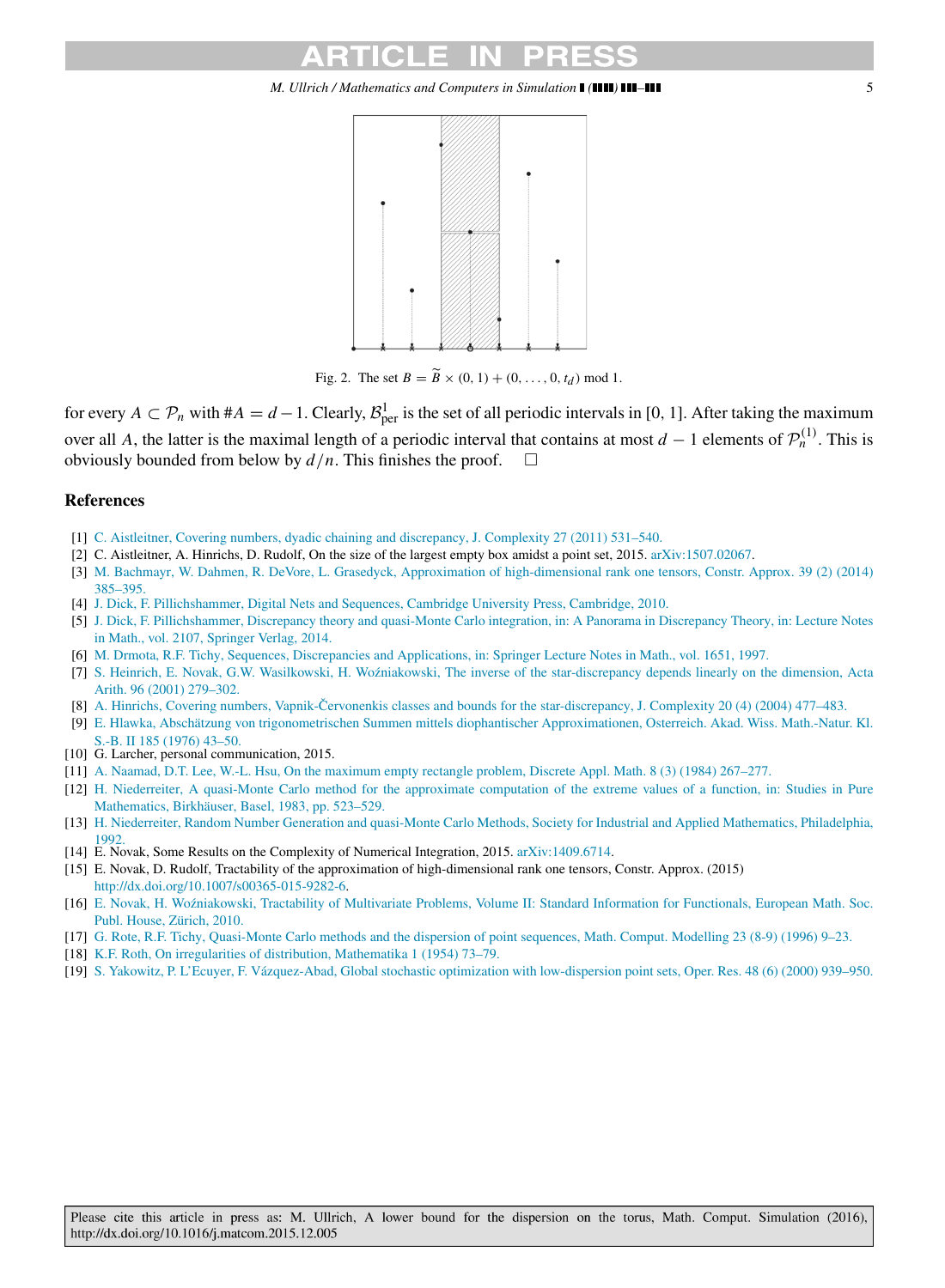Fig. 2. The set $B = \widetilde{B} \times (0, 1) + (0, \ldots, 0, t_d) \bmod 1$.

for every $A \subset \mathcal{P}_n$ with $\#A = d - 1$. Clearly, $\mathcal{B}_{\text{per}}^1$ is the set of all periodic intervals in $[0, 1]$. After taking the maximum over all $A$, the latter is the maximal length of a periodic interval that contains at most $d - 1$ elements of $\mathcal{P}_n^{(1)}$. This is obviously bounded from below by $d/n$. This finishes the proof. □

## References

[1] C. Aistleitner, Covering numbers, dyadic chaining and discrepancy, J. Complexity 27 (2011) 531–540.

[2] C. Aistleitner, A. Hinrichs, D. Rudolf, On the size of the largest empty box amidst a point set, 2015. arXiv:1507.02067.

[3] M. Bachmayr, W. Dahmen, R. DeVore, L. Grasedyck, Approximation of high-dimensional rank one tensors, Constr. Approx. 39 (2) (2014) 385–395.

[4] J. Dick, F. Pillichshammer, Digital Nets and Sequences, Cambridge University Press, Cambridge, 2010.

[5] J. Dick, F. Pillichshammer, Discrepancy theory and quasi-Monte Carlo integration, in: A Panorama in Discrepancy Theory, in: Lecture Notes in Math., vol. 2107, Springer Verlag, 2014.

[6] M. Drmota, R.F. Tichy, Sequences, Discrepancies and Applications, in: Springer Lecture Notes in Math., vol. 1651, 1997.

[7] S. Heinrich, E. Novak, G.W. Wasilkowski, H. Woźniakowski, The inverse of the star-discrepancy depends linearly on the dimension, Acta Arith. 96 (2001) 279–302.

[8] A. Hinrichs, Covering numbers, Vapnik-Červonenkis classes and bounds for the star-discrepancy, J. Complexity 20 (4) (2004) 477–483.

[9] E. Hlawka, Abschätzung von trigonometrischen Summen mittels diophantischer Approximationen, Osterreich. Akad. Wiss. Math.-Natur. Kl. S.-B. II 185 (1976) 43–50.

[10] G. Larcher, personal communication, 2015.

[11] A. Naamad, D.T. Lee, W.-L. Hsu, On the maximum empty rectangle problem, Discrete Appl. Math. 8 (3) (1984) 267–277.

[12] H. Niederreiter, A quasi-Monte Carlo method for the approximate computation of the extreme values of a function, in: Studies in Pure Mathematics, Birkhäuser, Basel, 1983, pp. 523–529.

[13] H. Niederreiter, Random Number Generation and quasi-Monte Carlo Methods, Society for Industrial and Applied Mathematics, Philadelphia, 1992.

[14] E. Novak, Some Results on the Complexity of Numerical Integration, 2015. arXiv:1409.6714.

[15] E. Novak, D. Rudolf, Tractability of the approximation of high-dimensional rank one tensors, Constr. Approx. (2015) http://dx.doi.org/10.1007/s00365-015-9282-6.

[16] E. Novak, H. Woźniakowski, Tractability of Multivariate Problems, Volume II: Standard Information for Functionals, European Math. Soc. Publ. House, Zürich, 2010.

[17] G. Rote, R.F. Tichy, Quasi-Monte Carlo methods and the dispersion of point sequences, Math. Comput. Modelling 23 (8-9) (1996) 9–23.

[18] K.F. Roth, On irregularities of distribution, Mathematika 1 (1954) 73–79.

[19] S. Yakowitz, P. L'Ecuyer, F. Vázquez-Abad, Global stochastic optimization with low-dispersion point sets, Oper. Res. 48 (6) (2000) 939–950.